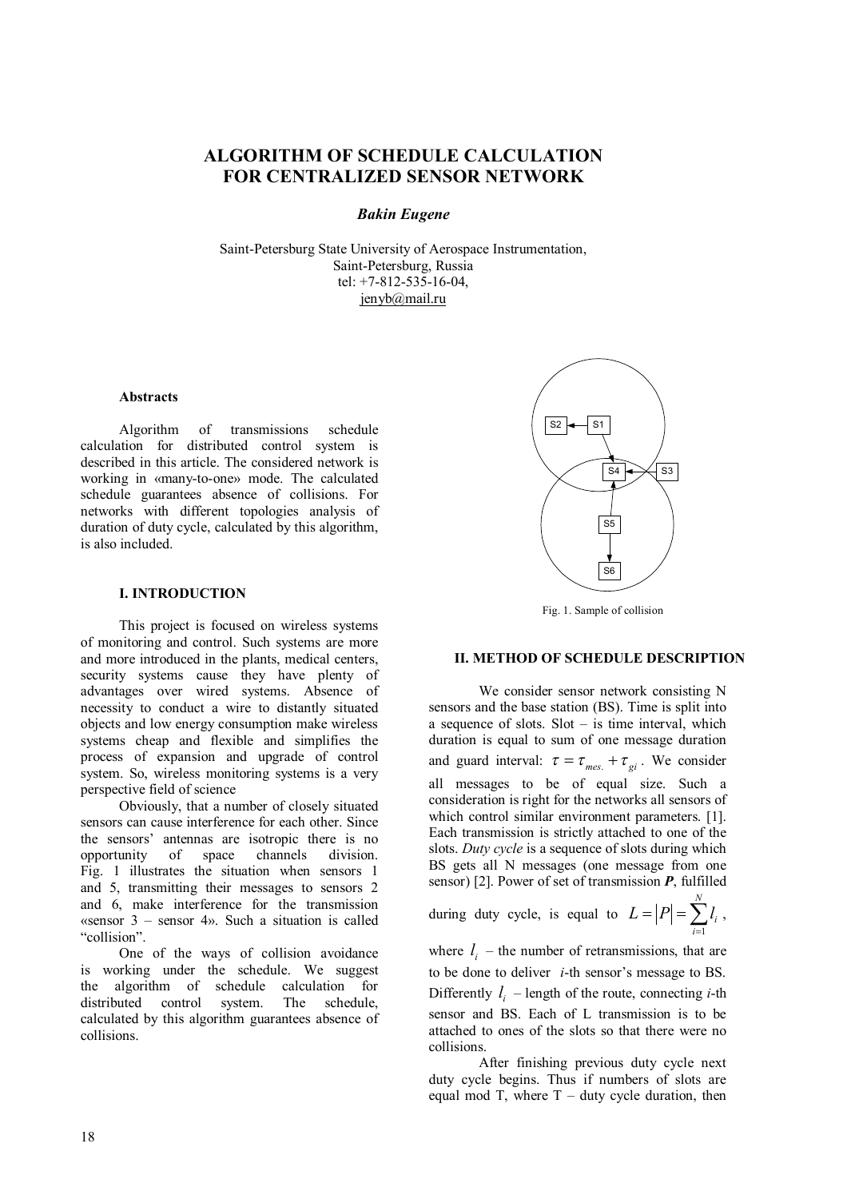# ALGORITHM OF SCHEDULE CALCULATION FOR CENTRALIZED SENSOR NETWORK

***Bakin Eugene***

Saint-Petersburg State University of Aerospace Instrumentation,
Saint-Petersburg, Russia
tel: +7-812-535-16-04,
jenyb@mail.ru

### Abstracts

Algorithm of transmissions schedule calculation for distributed control system is described in this article. The considered network is working in «many-to-one» mode. The calculated schedule guarantees absence of collisions. For networks with different topologies analysis of duration of duty cycle, calculated by this algorithm, is also included.

### I. INTRODUCTION

This project is focused on wireless systems of monitoring and control. Such systems are more and more introduced in the plants, medical centers, security systems cause they have plenty of advantages over wired systems. Absence of necessity to conduct a wire to distantly situated objects and low energy consumption make wireless systems cheap and flexible and simplifies the process of expansion and upgrade of control system. So, wireless monitoring systems is a very perspective field of science

Obviously, that a number of closely situated sensors can cause interference for each other. Since the sensors' antennas are isotropic there is no opportunity of space channels division. Fig. 1 illustrates the situation when sensors 1 and 5, transmitting their messages to sensors 2 and 6, make interference for the transmission «sensor 3 – sensor 4». Such a situation is called "collision".

One of the ways of collision avoidance is working under the schedule. We suggest the algorithm of schedule calculation for distributed control system. The schedule, calculated by this algorithm guarantees absence of collisions.

Fig. 1. Sample of collision

### II. METHOD OF SCHEDULE DESCRIPTION

We consider sensor network consisting N sensors and the base station (BS). Time is split into a sequence of slots. Slot – is time interval, which duration is equal to sum of one message duration and guard interval: $\tau = \tau_{mes.} + \tau_{gi}$. We consider all messages to be of equal size. Such a consideration is right for the networks all sensors of which control similar environment parameters. [1]. Each transmission is strictly attached to one of the slots. *Duty cycle* is a sequence of slots during which BS gets all N messages (one message from one sensor) [2]. Power of set of transmission ***P***, fulfilled during duty cycle, is equal to $L = |P| = \sum_{i=1}^{N} l_i$,

where $l_i$ – the number of retransmissions, that are to be done to deliver *i*-th sensor's message to BS. Differently $l_i$ – length of the route, connecting *i*-th sensor and BS. Each of L transmission is to be attached to ones of the slots so that there were no collisions.

After finishing previous duty cycle next duty cycle begins. Thus if numbers of slots are equal mod T, where T – duty cycle duration, then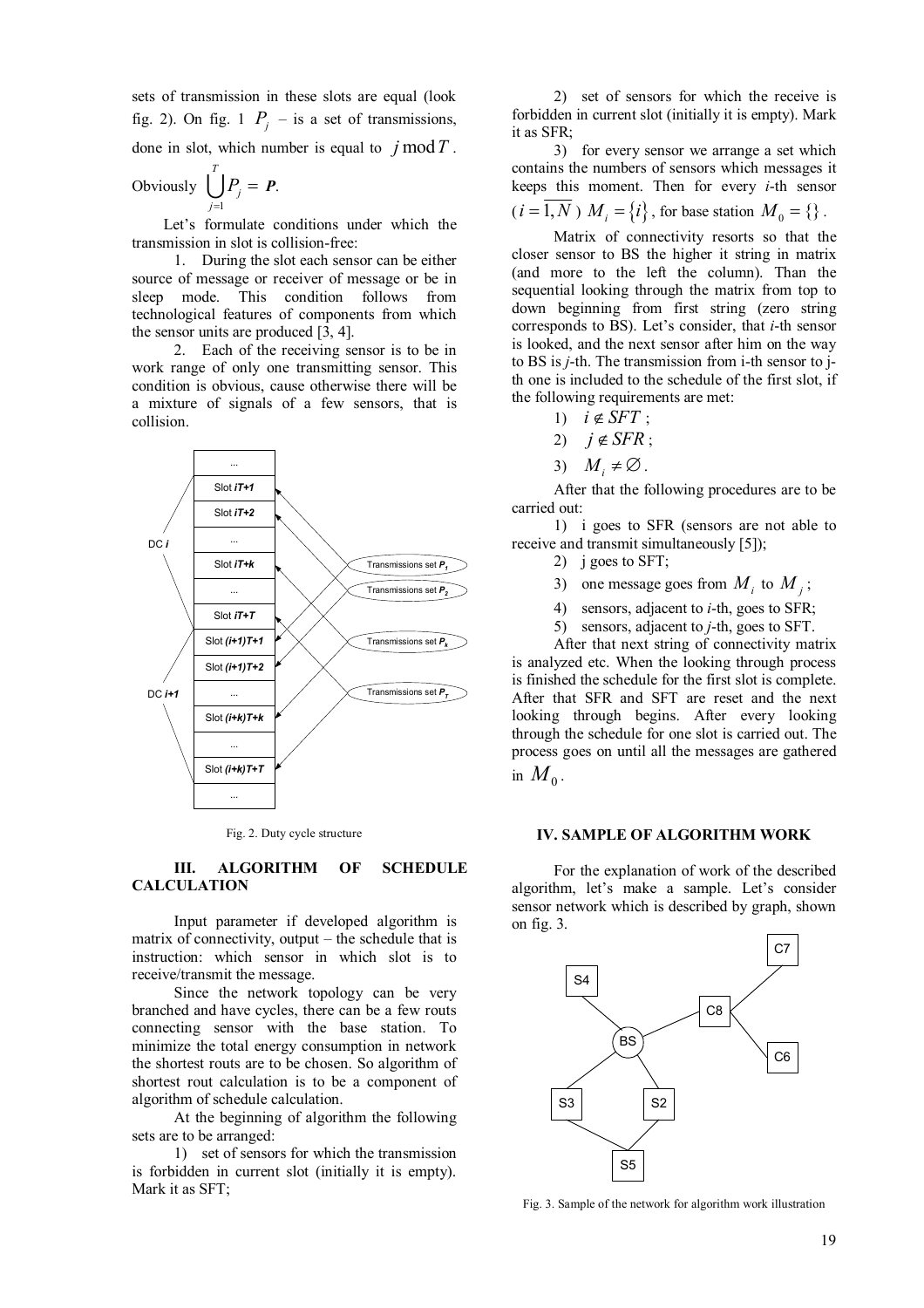sets of transmission in these slots are equal (look fig. 2). On fig. 1 $P_j$ – is a set of transmissions, done in slot, which number is equal to $j \bmod T$.

Obviously $\bigcup_{j=1}^{T} P_j = \mathbf{P}$.

Let's formulate conditions under which the transmission in slot is collision-free:

1. During the slot each sensor can be either source of message or receiver of message or be in sleep mode. This condition follows from technological features of components from which the sensor units are produced [3, 4].
2. Each of the receiving sensor is to be in work range of only one transmitting sensor. This condition is obvious, cause otherwise there will be a mixture of signals of a few sensors, that is collision.

Fig. 2. Duty cycle structure

## III. ALGORITHM OF SCHEDULE CALCULATION

Input parameter if developed algorithm is matrix of connectivity, output – the schedule that is instruction: which sensor in which slot is to receive/transmit the message.

Since the network topology can be very branched and have cycles, there can be a few routs connecting sensor with the base station. To minimize the total energy consumption in network the shortest routs are to be chosen. So algorithm of shortest rout calculation is to be a component of algorithm of schedule calculation.

At the beginning of algorithm the following sets are to be arranged:

1) set of sensors for which the transmission is forbidden in current slot (initially it is empty). Mark it as SFT;

2) set of sensors for which the receive is forbidden in current slot (initially it is empty). Mark it as SFR;

3) for every sensor we arrange a set which contains the numbers of sensors which messages it keeps this moment. Then for every $i$-th sensor ($i = \overline{1, N}$) $M_i = \{i\}$, for base station $M_0 = \{\}$.

Matrix of connectivity resorts so that the closer sensor to BS the higher it string in matrix (and more to the left the column). Than the sequential looking through the matrix from top to down beginning from first string (zero string corresponds to BS). Let's consider, that $i$-th sensor is looked, and the next sensor after him on the way to BS is $j$-th. The transmission from i-th sensor to j-th one is included to the schedule of the first slot, if the following requirements are met:

1) $i \notin SFT$;
2) $j \notin SFR$;
3) $M_i \neq \varnothing$.

After that the following procedures are to be carried out:

1) i goes to SFR (sensors are not able to receive and transmit simultaneously [5]);
2) j goes to SFT;
3) one message goes from $M_i$ to $M_j$;
4) sensors, adjacent to $i$-th, goes to SFR;
5) sensors, adjacent to $j$-th, goes to SFT.

After that next string of connectivity matrix is analyzed etc. When the looking through process is finished the schedule for the first slot is complete. After that SFR and SFT are reset and the next looking through begins. After every looking through the schedule for one slot is carried out. The process goes on until all the messages are gathered in $M_0$.

## IV. SAMPLE OF ALGORITHM WORK

For the explanation of work of the described algorithm, let's make a sample. Let's consider sensor network which is described by graph, shown on fig. 3.

Fig. 3. Sample of the network for algorithm work illustration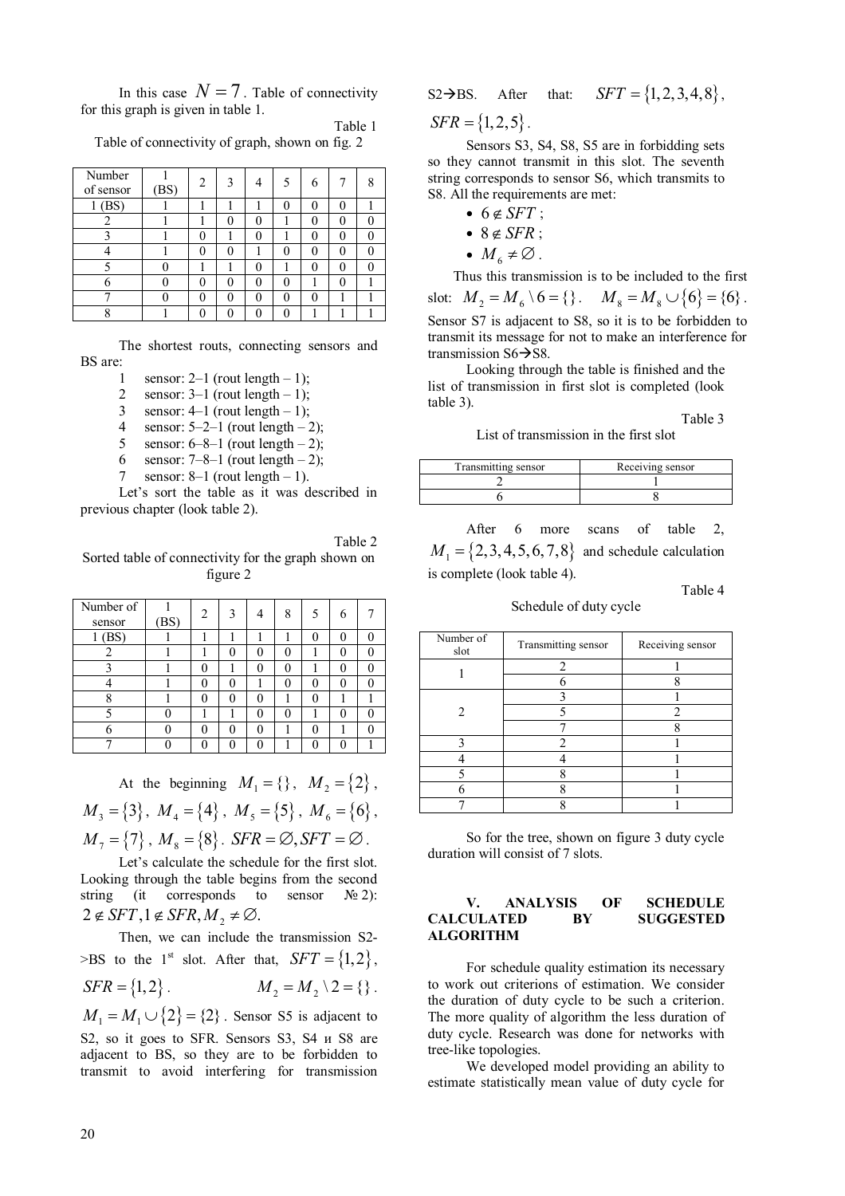In this case $N = 7$. Table of connectivity for this graph is given in table 1.

Table 1

Table of connectivity of graph, shown on fig. 2

| Number of sensor | 1 (BS) | 2 | 3 | 4 | 5 | 6 | 7 | 8 |
|---|---|---|---|---|---|---|---|---|
| 1 (BS) | 1 | 1 | 1 | 1 | 0 | 0 | 0 | 1 |
| 2 | 1 | 1 | 0 | 0 | 1 | 0 | 0 | 0 |
| 3 | 1 | 0 | 1 | 0 | 1 | 0 | 0 | 0 |
| 4 | 1 | 0 | 0 | 1 | 0 | 0 | 0 | 0 |
| 5 | 0 | 1 | 1 | 0 | 1 | 0 | 0 | 0 |
| 6 | 0 | 0 | 0 | 0 | 0 | 1 | 0 | 1 |
| 7 | 0 | 0 | 0 | 0 | 0 | 0 | 1 | 1 |
| 8 | 1 | 0 | 0 | 0 | 0 | 1 | 1 | 1 |

The shortest routs, connecting sensors and BS are:

1 sensor: 2–1 (rout length – 1);
2 sensor: 3–1 (rout length – 1);
3 sensor: 4–1 (rout length – 1);
4 sensor: 5–2–1 (rout length – 2);
5 sensor: 6–8–1 (rout length – 2);
6 sensor: 7–8–1 (rout length – 2);
7 sensor: 8–1 (rout length – 1).

Let's sort the table as it was described in previous chapter (look table 2).

Table 2

Sorted table of connectivity for the graph shown on figure 2

| Number of sensor | 1 (BS) | 2 | 3 | 4 | 8 | 5 | 6 | 7 |
|---|---|---|---|---|---|---|---|---|
| 1 (BS) | 1 | 1 | 1 | 1 | 1 | 0 | 0 | 0 |
| 2 | 1 | 1 | 0 | 0 | 0 | 1 | 0 | 0 |
| 3 | 1 | 0 | 1 | 0 | 0 | 1 | 0 | 0 |
| 4 | 1 | 0 | 0 | 1 | 0 | 0 | 0 | 0 |
| 8 | 1 | 0 | 0 | 0 | 1 | 0 | 1 | 1 |
| 5 | 0 | 1 | 1 | 0 | 0 | 1 | 0 | 0 |
| 6 | 0 | 0 | 0 | 0 | 1 | 0 | 1 | 0 |
| 7 | 0 | 0 | 0 | 0 | 1 | 0 | 0 | 1 |

At the beginning $M_1 = \{\}$, $M_2 = \{2\}$, $M_3 = \{3\}$, $M_4 = \{4\}$, $M_5 = \{5\}$, $M_6 = \{6\}$, $M_7 = \{7\}$, $M_8 = \{8\}$. $SFR = \varnothing, SFT = \varnothing$.

Let's calculate the schedule for the first slot. Looking through the table begins from the second string (it corresponds to sensor № 2): $2 \notin SFT, 1 \notin SFR, M_2 \neq \varnothing.$

Then, we can include the transmission S2->BS to the 1st slot. After that, $SFT = \{1,2\}$, $SFR = \{1,2\}$. $M_2 = M_2 \setminus 2 = \{\}$. $M_1 = M_1 \cup \{2\} = \{2\}$. Sensor S5 is adjacent to S2, so it goes to SFR. Sensors S3, S4 и S8 are adjacent to BS, so they are to be forbidden to transmit to avoid interfering for transmission S2→BS. After that: $SFT = \{1,2,3,4,8\}$, $SFR = \{1,2,5\}$.

Sensors S3, S4, S8, S5 are in forbidding sets so they cannot transmit in this slot. The seventh string corresponds to sensor S6, which transmits to S8. All the requirements are met:

- $6 \notin SFT$;
- $8 \notin SFR$;
- $M_6 \neq \varnothing$.

Thus this transmission is to be included to the first slot: $M_2 = M_6 \setminus 6 = \{\}$. $M_8 = M_8 \cup \{6\} = \{6\}$. Sensor S7 is adjacent to S8, so it is to be forbidden to transmit its message for not to make an interference for transmission S6→S8.

Looking through the table is finished and the list of transmission in first slot is completed (look table 3).

Table 3

List of transmission in the first slot

| Transmitting sensor | Receiving sensor |
|---|---|
| 2 | 1 |
| 6 | 8 |

After 6 more scans of table 2, $M_1 = \{2,3,4,5,6,7,8\}$ and schedule calculation is complete (look table 4).

Table 4

Schedule of duty cycle

| Number of slot | Transmitting sensor | Receiving sensor |
|---|---|---|
| 1 | 2 | 1 |
| | 6 | 8 |
| 2 | 3 | 1 |
| | 5 | 2 |
| | 7 | 8 |
| 3 | 2 | 1 |
| 4 | 4 | 1 |
| 5 | 8 | 1 |
| 6 | 8 | 1 |
| 7 | 8 | 1 |

So for the tree, shown on figure 3 duty cycle duration will consist of 7 slots.

## V. ANALYSIS OF SCHEDULE CALCULATED BY SUGGESTED ALGORITHM

For schedule quality estimation its necessary to work out criterions of estimation. We consider the duration of duty cycle to be such a criterion. The more quality of algorithm the less duration of duty cycle. Research was done for networks with tree-like topologies.

We developed model providing an ability to estimate statistically mean value of duty cycle for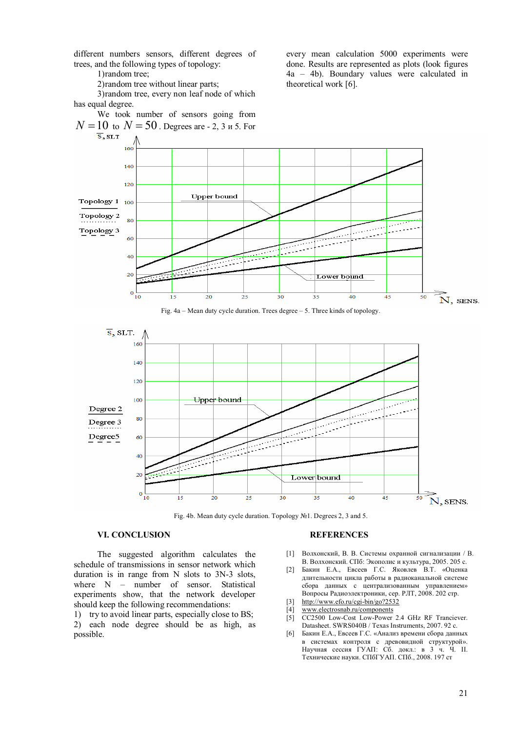different numbers sensors, different degrees of trees, and the following types of topology:

1) random tree;
2) random tree without linear parts;
3) random tree, every non leaf node of which has equal degree.

We took number of sensors going from $N = 10$ to $N = 50$. Degrees are - 2, 3 и 5. For every mean calculation 5000 experiments were done. Results are represented as plots (look figures 4a – 4b). Boundary values were calculated in theoretical work [6].

S, SLT

160
140
120
100
80
60
40
20
0

10 15 20 25 30 35 40 45 50

N, SENS.

Topology 1
Topology 2
Topology 3
Upper bound
Lower bound

Fig. 4a – Mean duty cycle duration. Trees degree – 5. Three kinds of topology.

S, SLT.

160
140
120
100
80
60
40
20
0

10 15 20 25 30 35 40 45 50

N, SENS.

Degree 2
Degree 3
Degree5
Upper bound
Lower bound

Fig. 4b. Mean duty cycle duration. Topology №1. Degrees 2, 3 and 5.

## VI. CONCLUSION

The suggested algorithm calculates the schedule of transmissions in sensor network which duration is in range from N slots to 3N-3 slots, where N – number of sensor. Statistical experiments show, that the network developer should keep the following recommendations:

1) try to avoid linear parts, especially close to BS;
2) each node degree should be as high, as possible.

## REFERENCES

[1] Волхонский, В. В. Системы охранной сигнализации / В. В. Волхонский. СПб: Экополис и культура, 2005. 205 с.

[2] Бакин Е.А., Евсеев Г.С. Яковлев В.Т. «Оценка длительности цикла работы в радиоканальной системе сбора данных с централизованным управлением» Вопросы Радиоэлектроники, сер. РЛТ, 2008. 202 стр.

[3] http://www.efo.ru/cgi-bin/go?2532

[4] www.electrosnab.ru/components

[5] CC2500 Low-Cost Low-Power 2.4 GHz RF Tranciever. Datasheet. SWRS040B / Texas Instruments, 2007. 92 c.

[6] Бакин Е.А., Евсеев Г.С. «Анализ времени сбора данных в системах контроля с древовидной структурой». Научная сессия ГУАП: Сб. докл.: в 3 ч. Ч. II. Технические науки. СПбГУАП. СПб., 2008. 197 ст